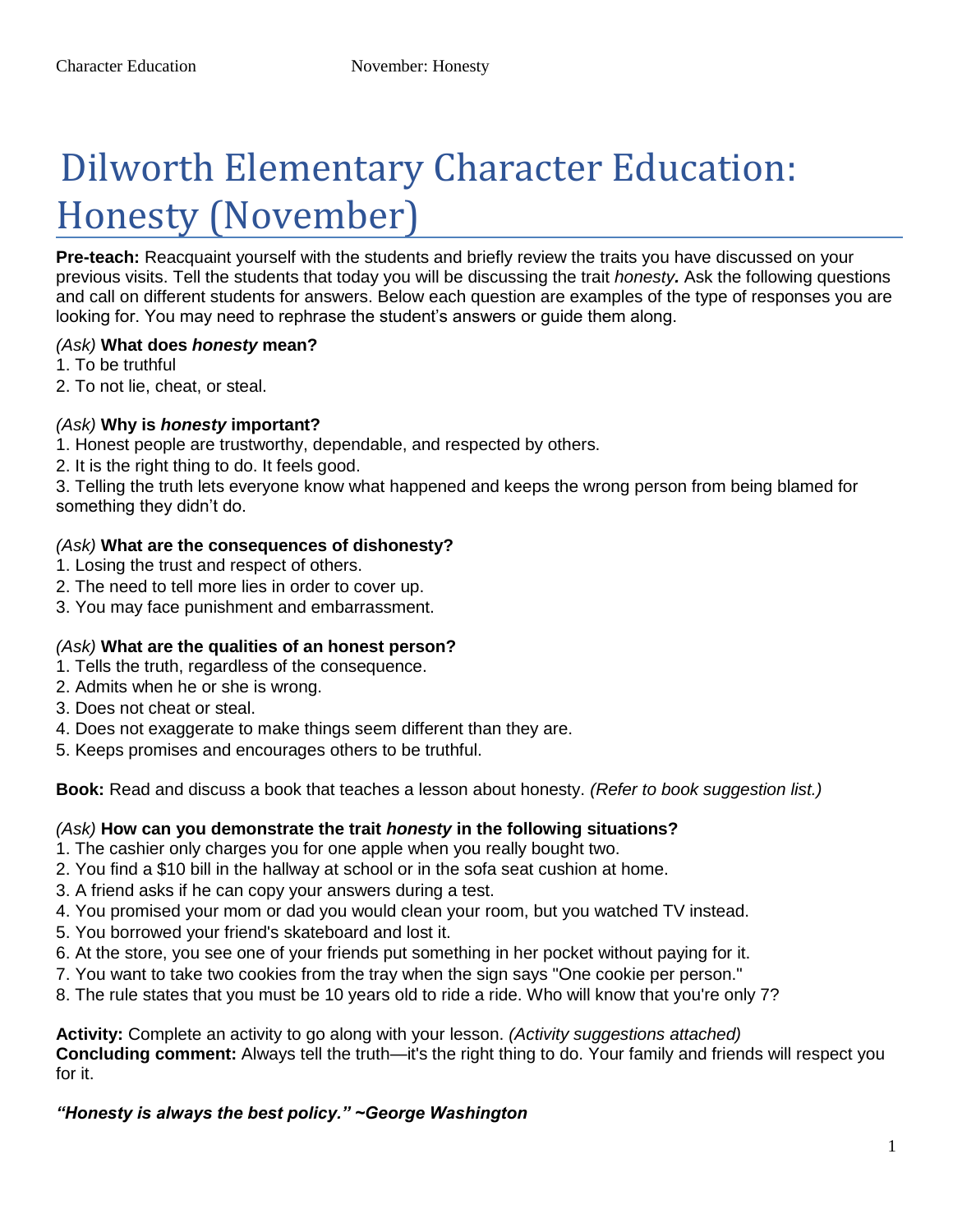# Dilworth Elementary Character Education: Honesty (November)

**Pre-teach:** Reacquaint yourself with the students and briefly review the traits you have discussed on your previous visits. Tell the students that today you will be discussing the trait *honesty.* Ask the following questions and call on different students for answers. Below each question are examples of the type of responses you are looking for. You may need to rephrase the student's answers or guide them along.

*(Ask)* **What does *honesty* mean?**
1. To be truthful
2. To not lie, cheat, or steal.

*(Ask)* **Why is *honesty* important?**
1. Honest people are trustworthy, dependable, and respected by others.
2. It is the right thing to do. It feels good.
3. Telling the truth lets everyone know what happened and keeps the wrong person from being blamed for something they didn't do.

*(Ask)* **What are the consequences of dishonesty?**
1. Losing the trust and respect of others.
2. The need to tell more lies in order to cover up.
3. You may face punishment and embarrassment.

*(Ask)* **What are the qualities of an honest person?**
1. Tells the truth, regardless of the consequence.
2. Admits when he or she is wrong.
3. Does not cheat or steal.
4. Does not exaggerate to make things seem different than they are.
5. Keeps promises and encourages others to be truthful.

**Book:** Read and discuss a book that teaches a lesson about honesty. *(Refer to book suggestion list.)*

*(Ask)* **How can you demonstrate the trait *honesty* in the following situations?**
1. The cashier only charges you for one apple when you really bought two.
2. You find a $10 bill in the hallway at school or in the sofa seat cushion at home.
3. A friend asks if he can copy your answers during a test.
4. You promised your mom or dad you would clean your room, but you watched TV instead.
5. You borrowed your friend's skateboard and lost it.
6. At the store, you see one of your friends put something in her pocket without paying for it.
7. You want to take two cookies from the tray when the sign says "One cookie per person."
8. The rule states that you must be 10 years old to ride a ride. Who will know that you're only 7?

**Activity:** Complete an activity to go along with your lesson. *(Activity suggestions attached)*
**Concluding comment:** Always tell the truth—it's the right thing to do. Your family and friends will respect you for it.

***"Honesty is always the best policy." ~George Washington***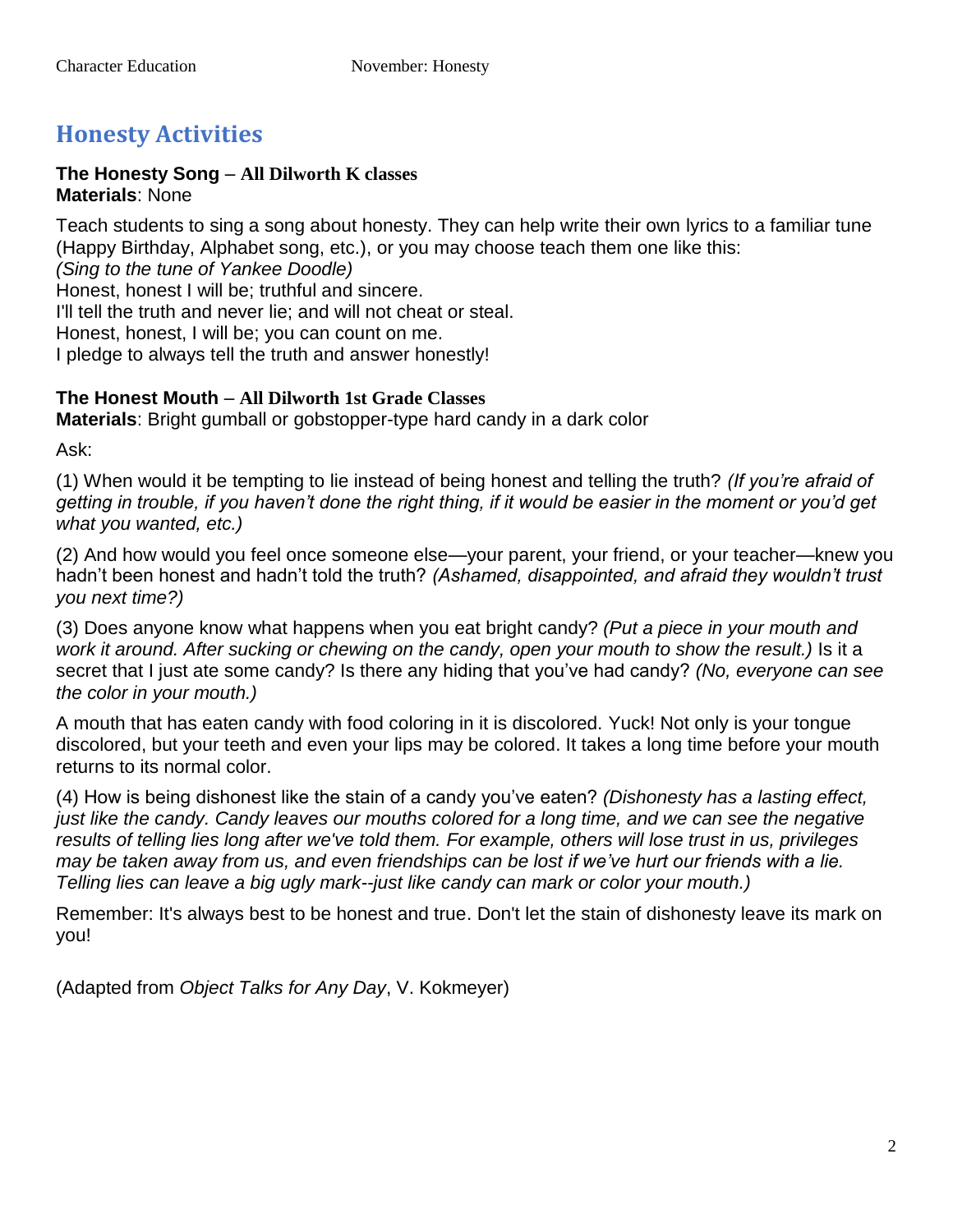## Honesty Activities

**The Honesty Song – All Dilworth K classes**
**Materials**: None

Teach students to sing a song about honesty. They can help write their own lyrics to a familiar tune (Happy Birthday, Alphabet song, etc.), or you may choose teach them one like this:
*(Sing to the tune of Yankee Doodle)*
Honest, honest I will be; truthful and sincere.
I'll tell the truth and never lie; and will not cheat or steal.
Honest, honest, I will be; you can count on me.
I pledge to always tell the truth and answer honestly!

**The Honest Mouth – All Dilworth 1st Grade Classes**
**Materials**: Bright gumball or gobstopper-type hard candy in a dark color

Ask:

(1) When would it be tempting to lie instead of being honest and telling the truth? *(If you're afraid of getting in trouble, if you haven't done the right thing, if it would be easier in the moment or you'd get what you wanted, etc.)*

(2) And how would you feel once someone else—your parent, your friend, or your teacher—knew you hadn't been honest and hadn't told the truth? *(Ashamed, disappointed, and afraid they wouldn't trust you next time?)*

(3) Does anyone know what happens when you eat bright candy? *(Put a piece in your mouth and work it around. After sucking or chewing on the candy, open your mouth to show the result.)* Is it a secret that I just ate some candy? Is there any hiding that you've had candy? *(No, everyone can see the color in your mouth.)*

A mouth that has eaten candy with food coloring in it is discolored. Yuck! Not only is your tongue discolored, but your teeth and even your lips may be colored. It takes a long time before your mouth returns to its normal color.

(4) How is being dishonest like the stain of a candy you've eaten? *(Dishonesty has a lasting effect, just like the candy. Candy leaves our mouths colored for a long time, and we can see the negative results of telling lies long after we've told them. For example, others will lose trust in us, privileges may be taken away from us, and even friendships can be lost if we've hurt our friends with a lie. Telling lies can leave a big ugly mark--just like candy can mark or color your mouth.)*

Remember: It's always best to be honest and true. Don't let the stain of dishonesty leave its mark on you!

(Adapted from *Object Talks for Any Day*, V. Kokmeyer)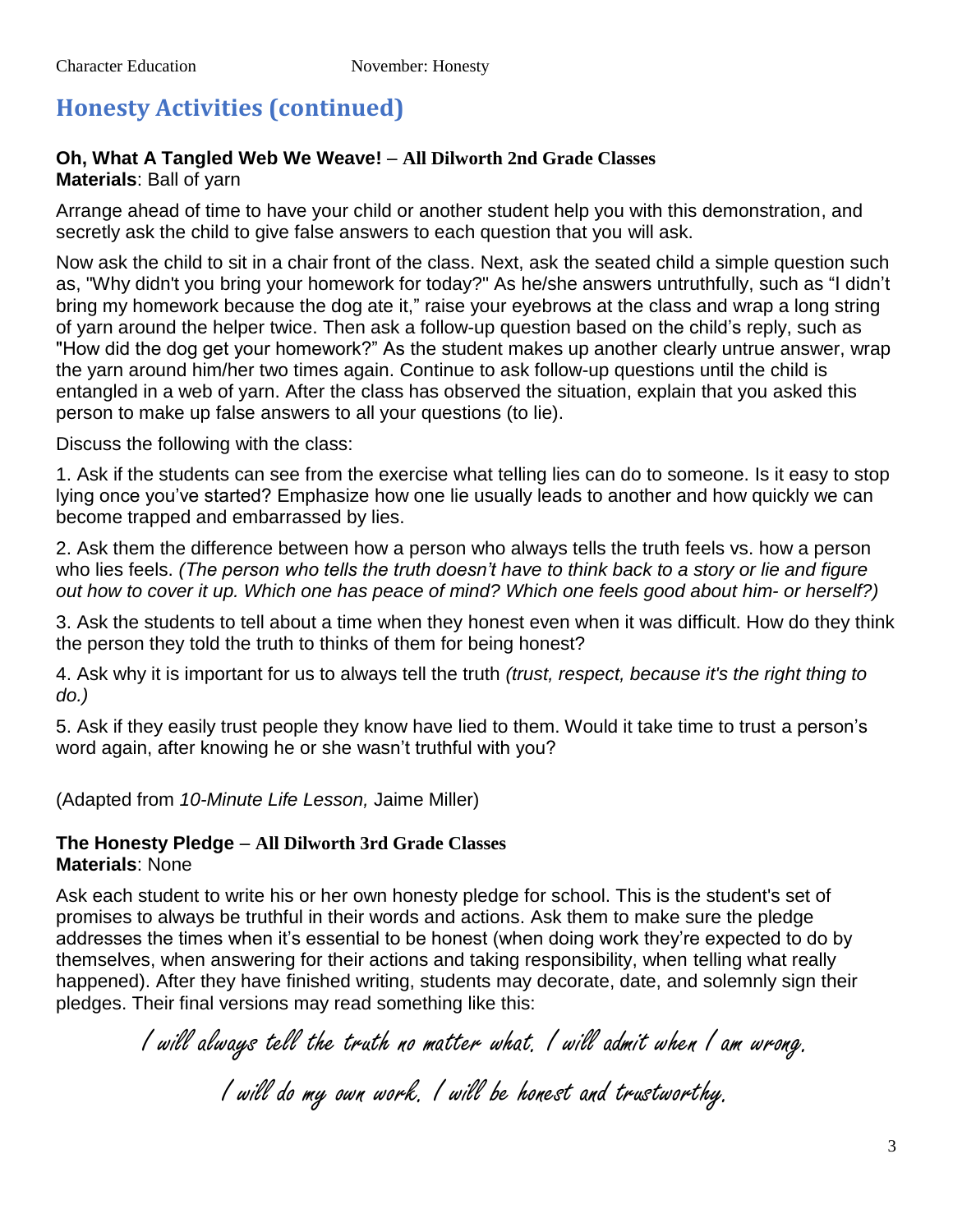## Honesty Activities (continued)

### **Oh, What A Tangled Web We Weave! – All Dilworth 2nd Grade Classes**

**Materials**: Ball of yarn

Arrange ahead of time to have your child or another student help you with this demonstration, and secretly ask the child to give false answers to each question that you will ask.

Now ask the child to sit in a chair front of the class. Next, ask the seated child a simple question such as, "Why didn't you bring your homework for today?" As he/she answers untruthfully, such as "I didn't bring my homework because the dog ate it," raise your eyebrows at the class and wrap a long string of yarn around the helper twice. Then ask a follow-up question based on the child's reply, such as "How did the dog get your homework?" As the student makes up another clearly untrue answer, wrap the yarn around him/her two times again. Continue to ask follow-up questions until the child is entangled in a web of yarn. After the class has observed the situation, explain that you asked this person to make up false answers to all your questions (to lie).

Discuss the following with the class:

1. Ask if the students can see from the exercise what telling lies can do to someone. Is it easy to stop lying once you've started? Emphasize how one lie usually leads to another and how quickly we can become trapped and embarrassed by lies.

2. Ask them the difference between how a person who always tells the truth feels vs. how a person who lies feels. *(The person who tells the truth doesn't have to think back to a story or lie and figure out how to cover it up. Which one has peace of mind? Which one feels good about him- or herself?)*

3. Ask the students to tell about a time when they honest even when it was difficult. How do they think the person they told the truth to thinks of them for being honest?

4. Ask why it is important for us to always tell the truth *(trust, respect, because it's the right thing to do.)*

5. Ask if they easily trust people they know have lied to them. Would it take time to trust a person's word again, after knowing he or she wasn't truthful with you?

(Adapted from *10-Minute Life Lesson,* Jaime Miller)

### **The Honesty Pledge – All Dilworth 3rd Grade Classes**

**Materials**: None

Ask each student to write his or her own honesty pledge for school. This is the student's set of promises to always be truthful in their words and actions. Ask them to make sure the pledge addresses the times when it's essential to be honest (when doing work they're expected to do by themselves, when answering for their actions and taking responsibility, when telling what really happened). After they have finished writing, students may decorate, date, and solemnly sign their pledges. Their final versions may read something like this:

*I will always tell the truth no matter what. I will admit when I am wrong.*

*I will do my own work. I will be honest and trustworthy.*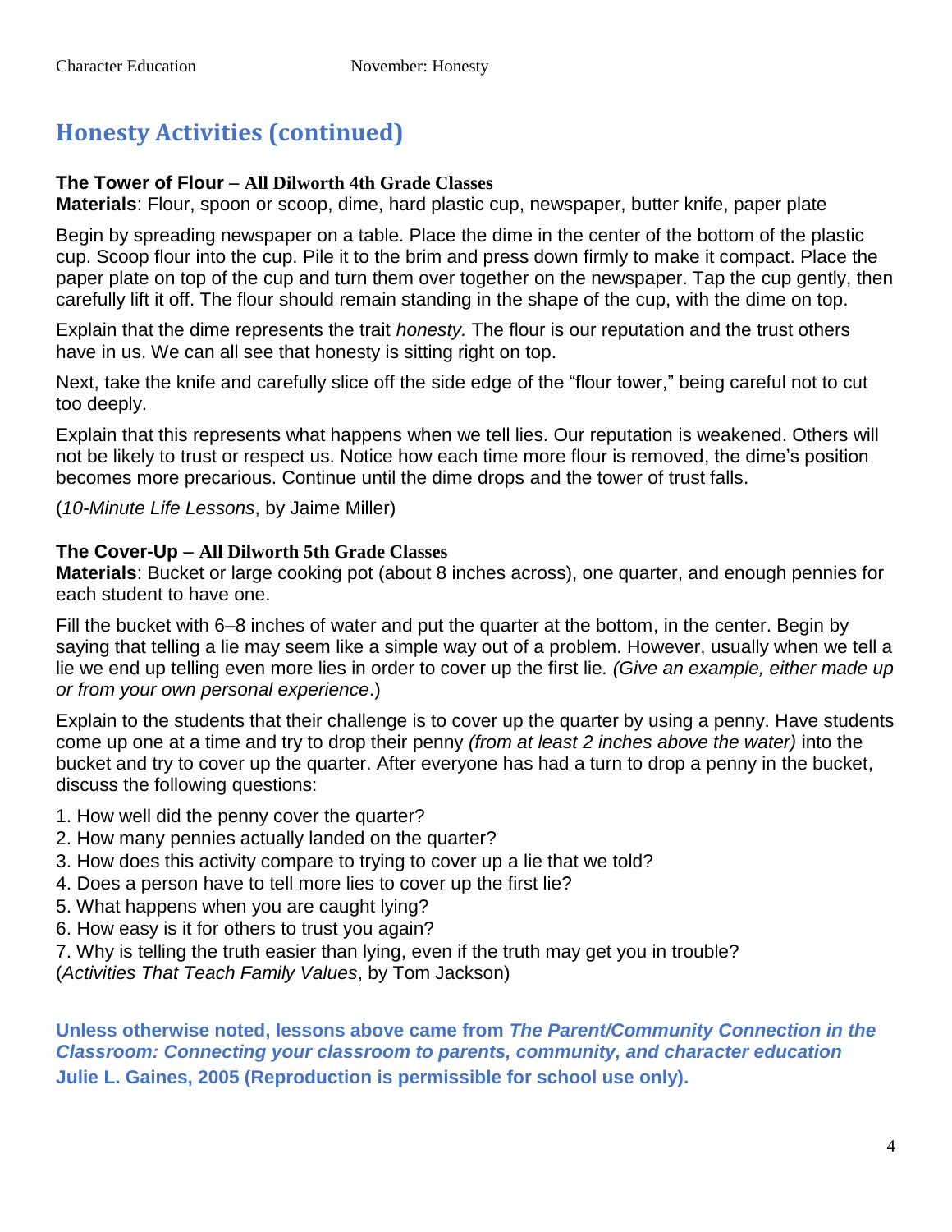## Honesty Activities (continued)

**The Tower of Flour** – **All Dilworth 4th Grade Classes**
**Materials**: Flour, spoon or scoop, dime, hard plastic cup, newspaper, butter knife, paper plate

Begin by spreading newspaper on a table. Place the dime in the center of the bottom of the plastic cup. Scoop flour into the cup. Pile it to the brim and press down firmly to make it compact. Place the paper plate on top of the cup and turn them over together on the newspaper. Tap the cup gently, then carefully lift it off. The flour should remain standing in the shape of the cup, with the dime on top.

Explain that the dime represents the trait *honesty.* The flour is our reputation and the trust others have in us. We can all see that honesty is sitting right on top.

Next, take the knife and carefully slice off the side edge of the "flour tower," being careful not to cut too deeply.

Explain that this represents what happens when we tell lies. Our reputation is weakened. Others will not be likely to trust or respect us. Notice how each time more flour is removed, the dime's position becomes more precarious. Continue until the dime drops and the tower of trust falls.

(*10-Minute Life Lessons*, by Jaime Miller)

**The Cover-Up** – **All Dilworth 5th Grade Classes**
**Materials**: Bucket or large cooking pot (about 8 inches across), one quarter, and enough pennies for each student to have one.

Fill the bucket with 6–8 inches of water and put the quarter at the bottom, in the center. Begin by saying that telling a lie may seem like a simple way out of a problem. However, usually when we tell a lie we end up telling even more lies in order to cover up the first lie. *(Give an example, either made up or from your own personal experience*.)

Explain to the students that their challenge is to cover up the quarter by using a penny. Have students come up one at a time and try to drop their penny *(from at least 2 inches above the water)* into the bucket and try to cover up the quarter. After everyone has had a turn to drop a penny in the bucket, discuss the following questions:

1. How well did the penny cover the quarter?
2. How many pennies actually landed on the quarter?
3. How does this activity compare to trying to cover up a lie that we told?
4. Does a person have to tell more lies to cover up the first lie?
5. What happens when you are caught lying?
6. How easy is it for others to trust you again?
7. Why is telling the truth easier than lying, even if the truth may get you in trouble?

(*Activities That Teach Family Values*, by Tom Jackson)

**Unless otherwise noted, lessons above came from *The Parent/Community Connection in the Classroom: Connecting your classroom to parents, community, and character education* Julie L. Gaines, 2005 (Reproduction is permissible for school use only).**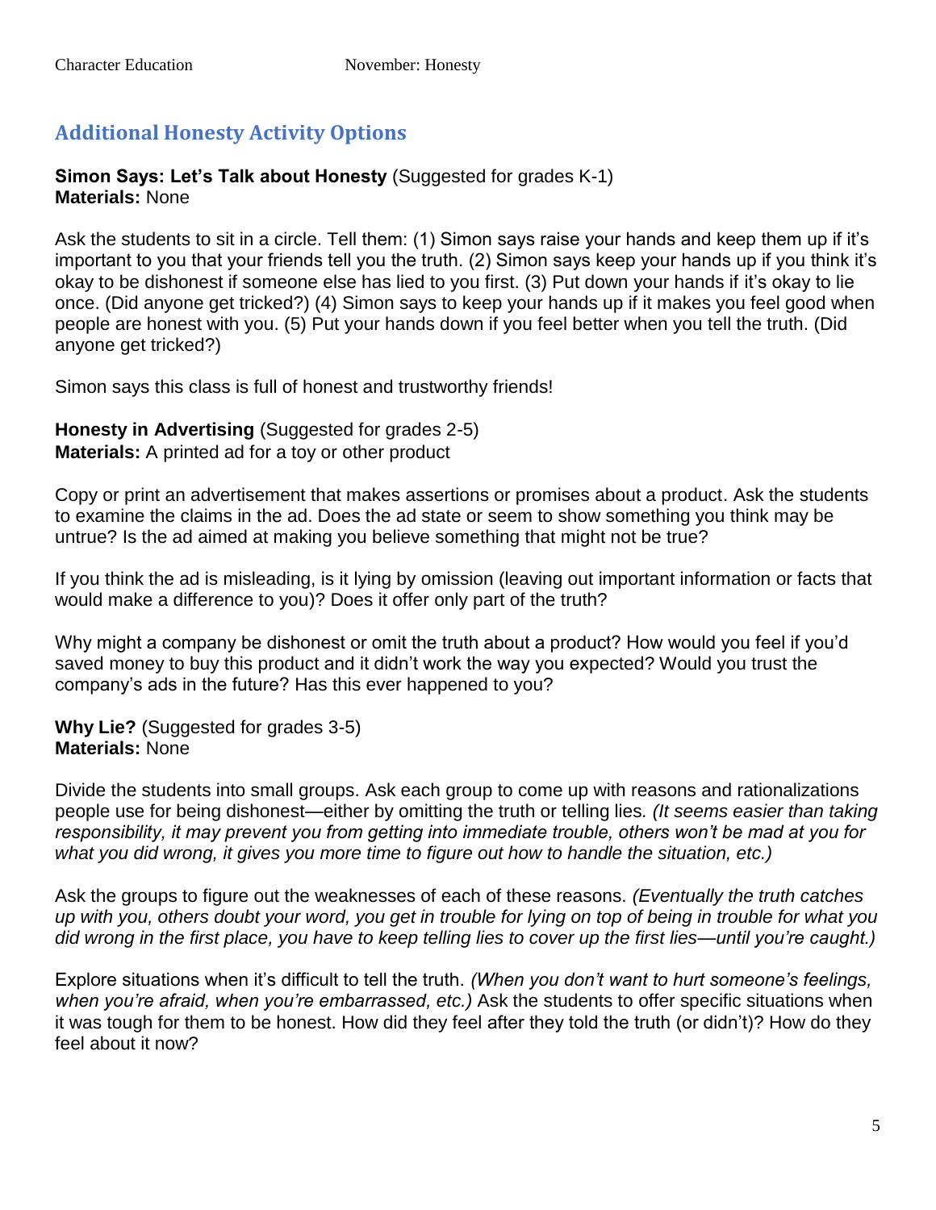## Additional Honesty Activity Options

**Simon Says: Let's Talk about Honesty** (Suggested for grades K-1)
**Materials:** None

Ask the students to sit in a circle. Tell them: (1) Simon says raise your hands and keep them up if it's important to you that your friends tell you the truth. (2) Simon says keep your hands up if you think it's okay to be dishonest if someone else has lied to you first. (3) Put down your hands if it's okay to lie once. (Did anyone get tricked?) (4) Simon says to keep your hands up if it makes you feel good when people are honest with you. (5) Put your hands down if you feel better when you tell the truth. (Did anyone get tricked?)

Simon says this class is full of honest and trustworthy friends!

**Honesty in Advertising** (Suggested for grades 2-5)
**Materials:** A printed ad for a toy or other product

Copy or print an advertisement that makes assertions or promises about a product. Ask the students to examine the claims in the ad. Does the ad state or seem to show something you think may be untrue? Is the ad aimed at making you believe something that might not be true?

If you think the ad is misleading, is it lying by omission (leaving out important information or facts that would make a difference to you)? Does it offer only part of the truth?

Why might a company be dishonest or omit the truth about a product? How would you feel if you'd saved money to buy this product and it didn't work the way you expected? Would you trust the company's ads in the future? Has this ever happened to you?

**Why Lie?** (Suggested for grades 3-5)
**Materials:** None

Divide the students into small groups. Ask each group to come up with reasons and rationalizations people use for being dishonest—either by omitting the truth or telling lies. *(It seems easier than taking responsibility, it may prevent you from getting into immediate trouble, others won't be mad at you for what you did wrong, it gives you more time to figure out how to handle the situation, etc.)*

Ask the groups to figure out the weaknesses of each of these reasons. *(Eventually the truth catches up with you, others doubt your word, you get in trouble for lying on top of being in trouble for what you did wrong in the first place, you have to keep telling lies to cover up the first lies—until you're caught.)*

Explore situations when it's difficult to tell the truth. *(When you don't want to hurt someone's feelings, when you're afraid, when you're embarrassed, etc.)* Ask the students to offer specific situations when it was tough for them to be honest. How did they feel after they told the truth (or didn't)? How do they feel about it now?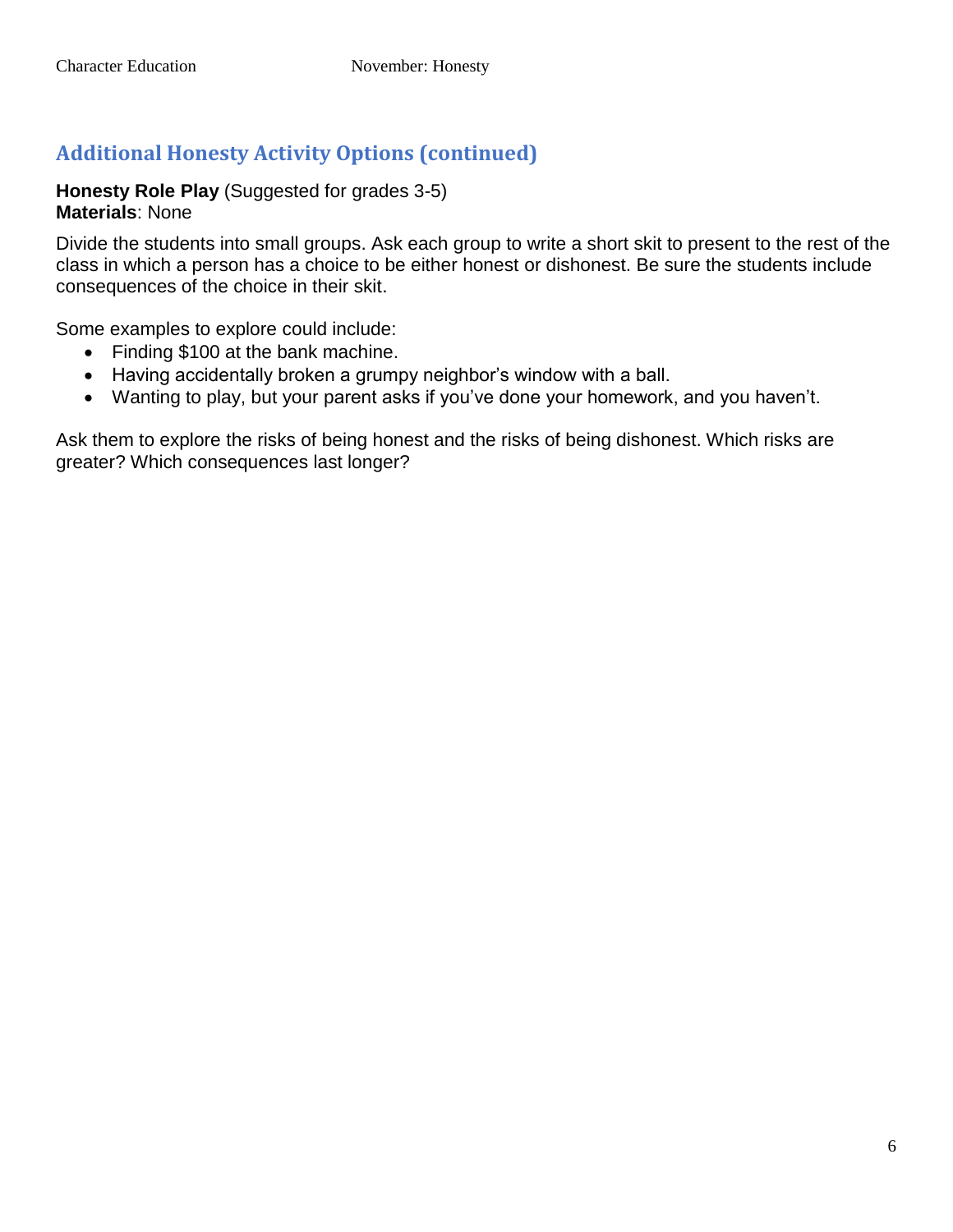## Additional Honesty Activity Options (continued)

**Honesty Role Play** (Suggested for grades 3-5)
**Materials**: None

Divide the students into small groups. Ask each group to write a short skit to present to the rest of the class in which a person has a choice to be either honest or dishonest. Be sure the students include consequences of the choice in their skit.

Some examples to explore could include:

- Finding $100 at the bank machine.
- Having accidentally broken a grumpy neighbor's window with a ball.
- Wanting to play, but your parent asks if you've done your homework, and you haven't.

Ask them to explore the risks of being honest and the risks of being dishonest. Which risks are greater? Which consequences last longer?